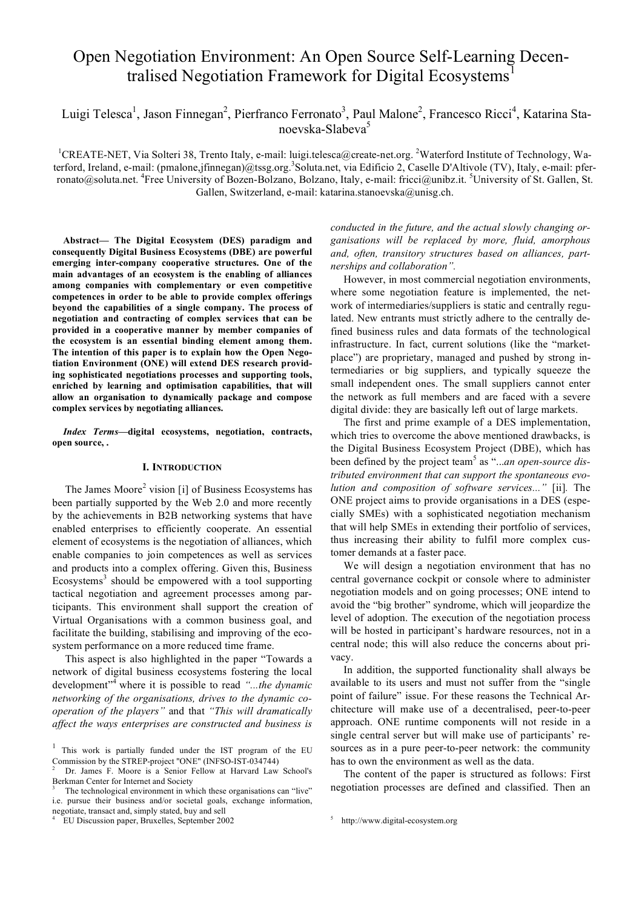# Open Negotiation Environment: An Open Source Self-Learning Decentralised Negotiation Framework for Digital Ecosystems[1]

Luigi Telesca[1], Jason Finnegan[2], Pierfranco Ferronato[3], Paul Malone[2], Francesco Ricci[4], Katarina Stanoevska-Slabeva[5]

[1]CREATE-NET, Via Solteri 38, Trento Italy, e-mail: luigi.telesca@create-net.org. [2]Waterford Institute of Technology, Waterford, Ireland, e-mail: (pmalone,jfinnegan)@tssg.org. [3]Soluta.net, via Edificio 2, Caselle D'Altivole (TV), Italy, e-mail: pferronato@soluta.net. [4]Free University of Bozen-Bolzano, Bolzano, Italy, e-mail: fricci@unibz.it. [5]University of St. Gallen, St. Gallen, Switzerland, e-mail: katarina.stanoevska@unisg.ch.

**Abstract— The Digital Ecosystem (DES) paradigm and consequently Digital Business Ecosystems (DBE) are powerful emerging inter-company cooperative structures. One of the main advantages of an ecosystem is the enabling of alliances among companies with complementary or even competitive competences in order to be able to provide complex offerings beyond the capabilities of a single company. The process of negotiation and contracting of complex services that can be provided in a cooperative manner by member companies of the ecosystem is an essential binding element among them. The intention of this paper is to explain how the Open Negotiation Environment (ONE) will extend DES research providing sophisticated negotiations processes and supporting tools, enriched by learning and optimisation capabilities, that will allow an organisation to dynamically package and compose complex services by negotiating alliances.**

***Index Terms*—digital ecosystems, negotiation, contracts, open source, .**

## I. Introduction

The James Moore[2] vision [i] of Business Ecosystems has been partially supported by the Web 2.0 and more recently by the achievements in B2B networking systems that have enabled enterprises to efficiently cooperate. An essential element of ecosystems is the negotiation of alliances, which enable companies to join competences as well as services and products into a complex offering. Given this, Business Ecosystems[3] should be empowered with a tool supporting tactical negotiation and agreement processes among participants. This environment shall support the creation of Virtual Organisations with a common business goal, and facilitate the building, stabilising and improving of the ecosystem performance on a more reduced time frame.

This aspect is also highlighted in the paper "Towards a network of digital business ecosystems fostering the local development"[4] where it is possible to read *"...the dynamic networking of the organisations, drives to the dynamic cooperation of the players"* and that *"This will dramatically affect the ways enterprises are constructed and business is conducted in the future, and the actual slowly changing organisations will be replaced by more, fluid, amorphous and, often, transitory structures based on alliances, partnerships and collaboration".*

However, in most commercial negotiation environments, where some negotiation feature is implemented, the network of intermediaries/suppliers is static and centrally regulated. New entrants must strictly adhere to the centrally defined business rules and data formats of the technological infrastructure. In fact, current solutions (like the "marketplace") are proprietary, managed and pushed by strong intermediaries or big suppliers, and typically squeeze the small independent ones. The small suppliers cannot enter the network as full members and are faced with a severe digital divide: they are basically left out of large markets.

The first and prime example of a DES implementation, which tries to overcome the above mentioned drawbacks, is the Digital Business Ecosystem Project (DBE), which has been defined by the project team[5] as "*...an open-source distributed environment that can support the spontaneous evolution and composition of software services..."* [ii]. The ONE project aims to provide organisations in a DES (especially SMEs) with a sophisticated negotiation mechanism that will help SMEs in extending their portfolio of services, thus increasing their ability to fulfil more complex customer demands at a faster pace.

We will design a negotiation environment that has no central governance cockpit or console where to administer negotiation models and on going processes; ONE intend to avoid the "big brother" syndrome, which will jeopardize the level of adoption. The execution of the negotiation process will be hosted in participant's hardware resources, not in a central node; this will also reduce the concerns about privacy.

In addition, the supported functionality shall always be available to its users and must not suffer from the "single point of failure" issue. For these reasons the Technical Architecture will make use of a decentralised, peer-to-peer approach. ONE runtime components will not reside in a single central server but will make use of participants' resources as in a pure peer-to-peer network: the community has to own the environment as well as the data.

The content of the paper is structured as follows: First negotiation processes are defined and classified. Then an

---

[1] This work is partially funded under the IST program of the EU Commission by the STREP-project "ONE" (INFSO-IST-034744)

[2] Dr. James F. Moore is a Senior Fellow at Harvard Law School's Berkman Center for Internet and Society

[3] The technological environment in which these organisations can "live" i.e. pursue their business and/or societal goals, exchange information, negotiate, transact and, simply stated, buy and sell

[4] EU Discussion paper, Bruxelles, September 2002

[5] http://www.digital-ecosystem.org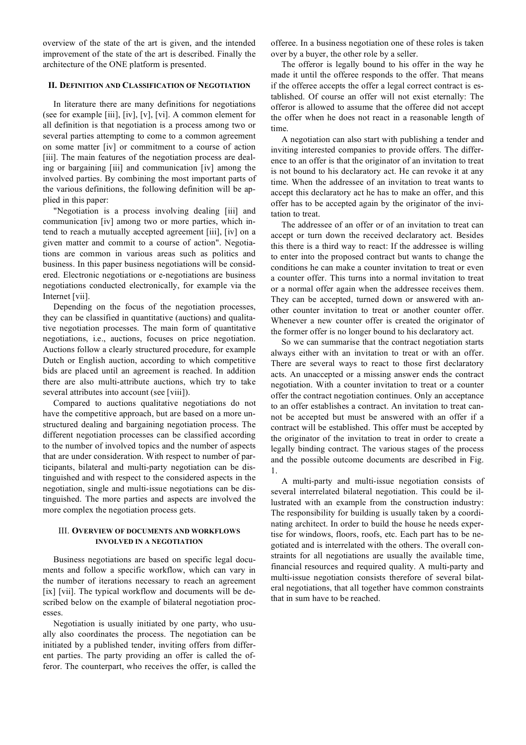overview of the state of the art is given, and the intended improvement of the state of the art is described. Finally the architecture of the ONE platform is presented.

## II. Definition and Classification of Negotiation

In literature there are many definitions for negotiations (see for example [iii], [iv], [v], [vi]. A common element for all definition is that negotiation is a process among two or several parties attempting to come to a common agreement on some matter [iv] or commitment to a course of action [iii]. The main features of the negotiation process are dealing or bargaining [iii] and communication [iv] among the involved parties. By combining the most important parts of the various definitions, the following definition will be applied in this paper:

"Negotiation is a process involving dealing [iii] and communication [iv] among two or more parties, which intend to reach a mutually accepted agreement [iii], [iv] on a given matter and commit to a course of action". Negotiations are common in various areas such as politics and business. In this paper business negotiations will be considered. Electronic negotiations or e-negotiations are business negotiations conducted electronically, for example via the Internet [vii].

Depending on the focus of the negotiation processes, they can be classified in quantitative (auctions) and qualitative negotiation processes. The main form of quantitative negotiations, i.e., auctions, focuses on price negotiation. Auctions follow a clearly structured procedure, for example Dutch or English auction, according to which competitive bids are placed until an agreement is reached. In addition there are also multi-attribute auctions, which try to take several attributes into account (see [viii]).

Compared to auctions qualitative negotiations do not have the competitive approach, but are based on a more unstructured dealing and bargaining negotiation process. The different negotiation processes can be classified according to the number of involved topics and the number of aspects that are under consideration. With respect to number of participants, bilateral and multi-party negotiation can be distinguished and with respect to the considered aspects in the negotiation, single and multi-issue negotiations can be distinguished. The more parties and aspects are involved the more complex the negotiation process gets.

## III. Overview of documents and workflows involved in a negotiation

Business negotiations are based on specific legal documents and follow a specific workflow, which can vary in the number of iterations necessary to reach an agreement [ix] [vii]. The typical workflow and documents will be described below on the example of bilateral negotiation processes.

Negotiation is usually initiated by one party, who usually also coordinates the process. The negotiation can be initiated by a published tender, inviting offers from different parties. The party providing an offer is called the offeror. The counterpart, who receives the offer, is called the offeree. In a business negotiation one of these roles is taken over by a buyer, the other role by a seller.

The offeror is legally bound to his offer in the way he made it until the offeree responds to the offer. That means if the offeree accepts the offer a legal correct contract is established. Of course an offer will not exist eternally: The offeror is allowed to assume that the offeree did not accept the offer when he does not react in a reasonable length of time.

A negotiation can also start with publishing a tender and inviting interested companies to provide offers. The difference to an offer is that the originator of an invitation to treat is not bound to his declaratory act. He can revoke it at any time. When the addressee of an invitation to treat wants to accept this declaratory act he has to make an offer, and this offer has to be accepted again by the originator of the invitation to treat.

The addressee of an offer or of an invitation to treat can accept or turn down the received declaratory act. Besides this there is a third way to react: If the addressee is willing to enter into the proposed contract but wants to change the conditions he can make a counter invitation to treat or even a counter offer. This turns into a normal invitation to treat or a normal offer again when the addressee receives them. They can be accepted, turned down or answered with another counter invitation to treat or another counter offer. Whenever a new counter offer is created the originator of the former offer is no longer bound to his declaratory act.

So we can summarise that the contract negotiation starts always either with an invitation to treat or with an offer. There are several ways to react to those first declaratory acts. An unaccepted or a missing answer ends the contract negotiation. With a counter invitation to treat or a counter offer the contract negotiation continues. Only an acceptance to an offer establishes a contract. An invitation to treat cannot be accepted but must be answered with an offer if a contract will be established. This offer must be accepted by the originator of the invitation to treat in order to create a legally binding contract. The various stages of the process and the possible outcome documents are described in Fig. 1.

A multi-party and multi-issue negotiation consists of several interrelated bilateral negotiation. This could be illustrated with an example from the construction industry: The responsibility for building is usually taken by a coordinating architect. In order to build the house he needs expertise for windows, floors, roofs, etc. Each part has to be negotiated and is interrelated with the others. The overall constraints for all negotiations are usually the available time, financial resources and required quality. A multi-party and multi-issue negotiation consists therefore of several bilateral negotiations, that all together have common constraints that in sum have to be reached.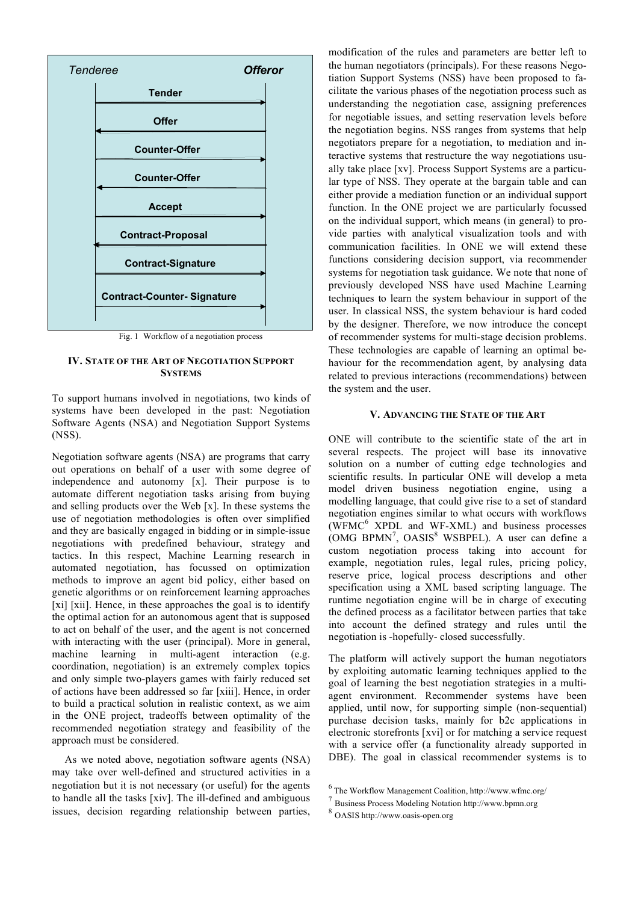Tenderee

Offeror

Tender

Offer

Counter-Offer

Counter-Offer

Accept

Contract-Proposal

Contract-Signature

Contract-Counter- Signature

Fig. 1 Workflow of a negotiation process

## IV. State of the Art of Negotiation Support Systems

To support humans involved in negotiations, two kinds of systems have been developed in the past: Negotiation Software Agents (NSA) and Negotiation Support Systems (NSS).

Negotiation software agents (NSA) are programs that carry out operations on behalf of a user with some degree of independence and autonomy [x]. Their purpose is to automate different negotiation tasks arising from buying and selling products over the Web [x]. In these systems the use of negotiation methodologies is often over simplified and they are basically engaged in bidding or in simple-issue negotiations with predefined behaviour, strategy and tactics. In this respect, Machine Learning research in automated negotiation, has focussed on optimization methods to improve an agent bid policy, either based on genetic algorithms or on reinforcement learning approaches [xi] [xii]. Hence, in these approaches the goal is to identify the optimal action for an autonomous agent that is supposed to act on behalf of the user, and the agent is not concerned with interacting with the user (principal). More in general, machine learning in multi-agent interaction (e.g. coordination, negotiation) is an extremely complex topics and only simple two-players games with fairly reduced set of actions have been addressed so far [xiii]. Hence, in order to build a practical solution in realistic context, as we aim in the ONE project, tradeoffs between optimality of the recommended negotiation strategy and feasibility of the approach must be considered.

As we noted above, negotiation software agents (NSA) may take over well-defined and structured activities in a negotiation but it is not necessary (or useful) for the agents to handle all the tasks [xiv]. The ill-defined and ambiguous issues, decision regarding relationship between parties, modification of the rules and parameters are better left to the human negotiators (principals). For these reasons Negotiation Support Systems (NSS) have been proposed to facilitate the various phases of the negotiation process such as understanding the negotiation case, assigning preferences for negotiable issues, and setting reservation levels before the negotiation begins. NSS ranges from systems that help negotiators prepare for a negotiation, to mediation and interactive systems that restructure the way negotiations usually take place [xv]. Process Support Systems are a particular type of NSS. They operate at the bargain table and can either provide a mediation function or an individual support function. In the ONE project we are particularly focussed on the individual support, which means (in general) to provide parties with analytical visualization tools and with communication facilities. In ONE we will extend these functions considering decision support, via recommender systems for negotiation task guidance. We note that none of previously developed NSS have used Machine Learning techniques to learn the system behaviour in support of the user. In classical NSS, the system behaviour is hard coded by the designer. Therefore, we now introduce the concept of recommender systems for multi-stage decision problems. These technologies are capable of learning an optimal behaviour for the recommendation agent, by analysing data related to previous interactions (recommendations) between the system and the user.

## V. Advancing the State of the Art

ONE will contribute to the scientific state of the art in several respects. The project will base its innovative solution on a number of cutting edge technologies and scientific results. In particular ONE will develop a meta model driven business negotiation engine, using a modelling language, that could give rise to a set of standard negotiation engines similar to what occurs with workflows (WFMC[6] XPDL and WF-XML) and business processes (OMG BPMN[7], OASIS[8] WSBPEL). A user can define a custom negotiation process taking into account for example, negotiation rules, legal rules, pricing policy, reserve price, logical process descriptions and other specification using a XML based scripting language. The runtime negotiation engine will be in charge of executing the defined process as a facilitator between parties that take into account the defined strategy and rules until the negotiation is -hopefully- closed successfully.

The platform will actively support the human negotiators by exploiting automatic learning techniques applied to the goal of learning the best negotiation strategies in a multi-agent environment. Recommender systems have been applied, until now, for supporting simple (non-sequential) purchase decision tasks, mainly for b2c applications in electronic storefronts [xvi] or for matching a service request with a service offer (a functionality already supported in DBE). The goal in classical recommender systems is to

[6] The Workflow Management Coalition, http://www.wfmc.org/

[7] Business Process Modeling Notation http://www.bpmn.org

[8] OASIS http://www.oasis-open.org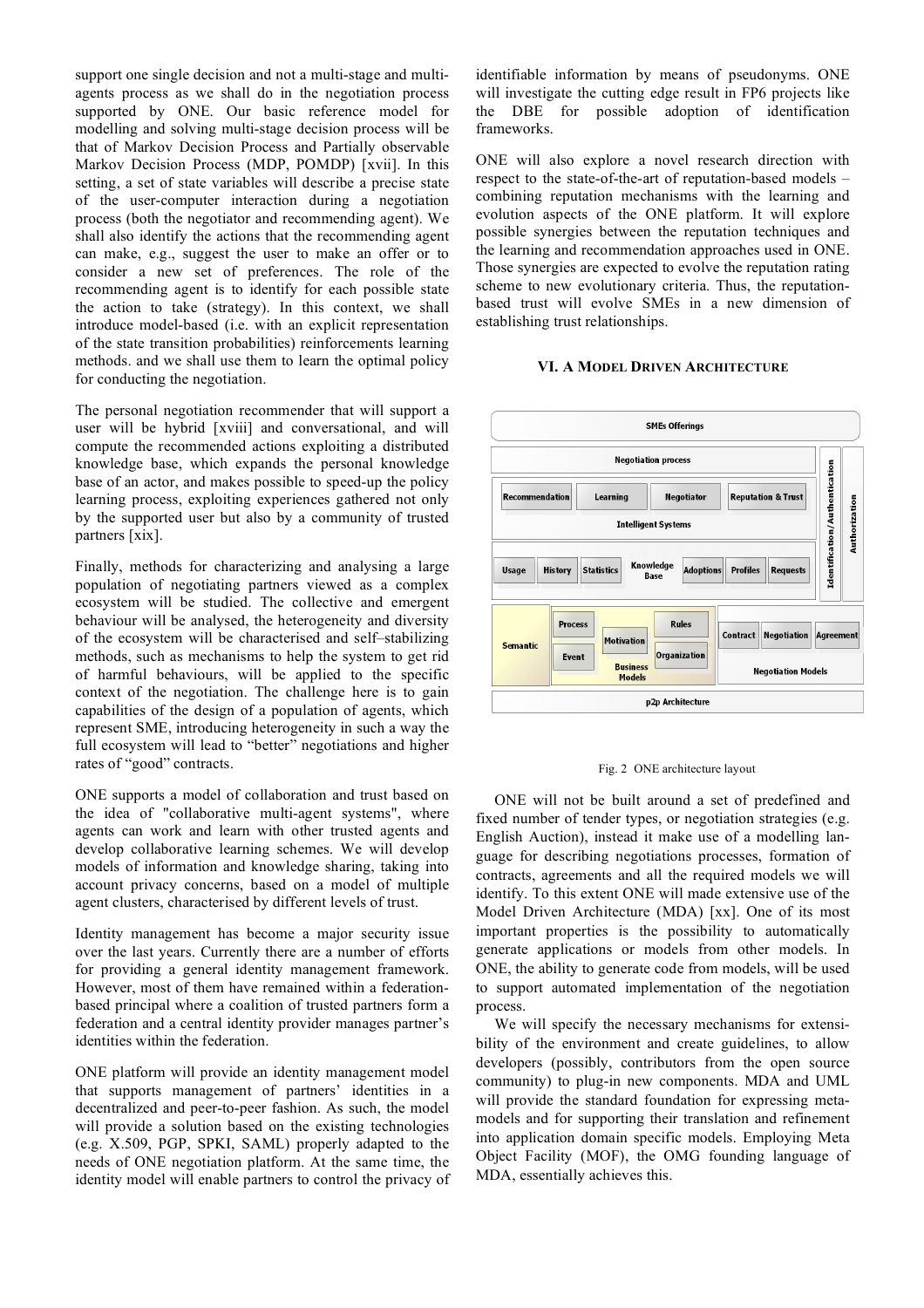support one single decision and not a multi-stage and multi-agents process as we shall do in the negotiation process supported by ONE. Our basic reference model for modelling and solving multi-stage decision process will be that of Markov Decision Process and Partially observable Markov Decision Process (MDP, POMDP) [xvii]. In this setting, a set of state variables will describe a precise state of the user-computer interaction during a negotiation process (both the negotiator and recommending agent). We shall also identify the actions that the recommending agent can make, e.g., suggest the user to make an offer or to consider a new set of preferences. The role of the recommending agent is to identify for each possible state the action to take (strategy). In this context, we shall introduce model-based (i.e. with an explicit representation of the state transition probabilities) reinforcements learning methods. and we shall use them to learn the optimal policy for conducting the negotiation.

The personal negotiation recommender that will support a user will be hybrid [xviii] and conversational, and will compute the recommended actions exploiting a distributed knowledge base, which expands the personal knowledge base of an actor, and makes possible to speed-up the policy learning process, exploiting experiences gathered not only by the supported user but also by a community of trusted partners [xix].

Finally, methods for characterizing and analysing a large population of negotiating partners viewed as a complex ecosystem will be studied. The collective and emergent behaviour will be analysed, the heterogeneity and diversity of the ecosystem will be characterised and self–stabilizing methods, such as mechanisms to help the system to get rid of harmful behaviours, will be applied to the specific context of the negotiation. The challenge here is to gain capabilities of the design of a population of agents, which represent SME, introducing heterogeneity in such a way the full ecosystem will lead to "better" negotiations and higher rates of "good" contracts.

ONE supports a model of collaboration and trust based on the idea of "collaborative multi-agent systems", where agents can work and learn with other trusted agents and develop collaborative learning schemes. We will develop models of information and knowledge sharing, taking into account privacy concerns, based on a model of multiple agent clusters, characterised by different levels of trust.

Identity management has become a major security issue over the last years. Currently there are a number of efforts for providing a general identity management framework. However, most of them have remained within a federation-based principal where a coalition of trusted partners form a federation and a central identity provider manages partner's identities within the federation.

ONE platform will provide an identity management model that supports management of partners' identities in a decentralized and peer-to-peer fashion. As such, the model will provide a solution based on the existing technologies (e.g. X.509, PGP, SPKI, SAML) properly adapted to the needs of ONE negotiation platform. At the same time, the identity model will enable partners to control the privacy of identifiable information by means of pseudonyms. ONE will investigate the cutting edge result in FP6 projects like the DBE for possible adoption of identification frameworks.

ONE will also explore a novel research direction with respect to the state-of-the-art of reputation-based models – combining reputation mechanisms with the learning and evolution aspects of the ONE platform. It will explore possible synergies between the reputation techniques and the learning and recommendation approaches used in ONE. Those synergies are expected to evolve the reputation rating scheme to new evolutionary criteria. Thus, the reputation-based trust will evolve SMEs in a new dimension of establishing trust relationships.

## VI. A Model Driven Architecture

SMEs Offerings
Negotiation process
Recommendation
Learning
Negotiator
Reputation & Trust
Intelligent Systems
Usage
History
Statistics
Knowledge Base
Adoptions
Profiles
Requests
Identification/Authentication
Authorization
Semantic
Process
Event
Motivation
Rules
Organization
Business Models
Contract
Negotiation
Agreement
Negotiation Models
p2p Architecture

Fig. 2 ONE architecture layout

ONE will not be built around a set of predefined and fixed number of tender types, or negotiation strategies (e.g. English Auction), instead it make use of a modelling language for describing negotiations processes, formation of contracts, agreements and all the required models we will identify. To this extent ONE will made extensive use of the Model Driven Architecture (MDA) [xx]. One of its most important properties is the possibility to automatically generate applications or models from other models. In ONE, the ability to generate code from models, will be used to support automated implementation of the negotiation process.

We will specify the necessary mechanisms for extensibility of the environment and create guidelines, to allow developers (possibly, contributors from the open source community) to plug-in new components. MDA and UML will provide the standard foundation for expressing meta-models and for supporting their translation and refinement into application domain specific models. Employing Meta Object Facility (MOF), the OMG founding language of MDA, essentially achieves this.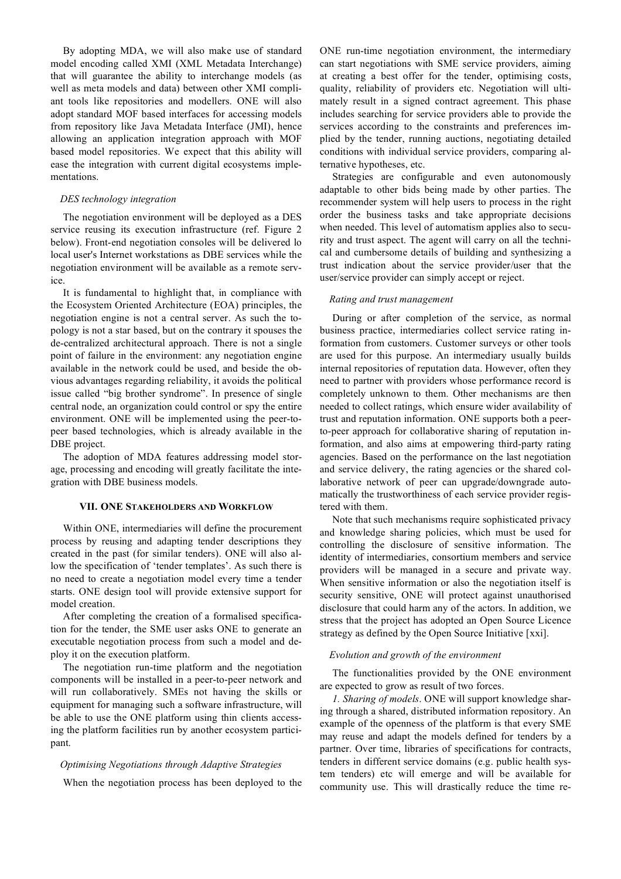By adopting MDA, we will also make use of standard model encoding called XMI (XML Metadata Interchange) that will guarantee the ability to interchange models (as well as meta models and data) between other XMI compliant tools like repositories and modellers. ONE will also adopt standard MOF based interfaces for accessing models from repository like Java Metadata Interface (JMI), hence allowing an application integration approach with MOF based model repositories. We expect that this ability will ease the integration with current digital ecosystems implementations.

*DES technology integration*

The negotiation environment will be deployed as a DES service reusing its execution infrastructure (ref. Figure 2 below). Front-end negotiation consoles will be delivered lo local user's Internet workstations as DBE services while the negotiation environment will be available as a remote service.

It is fundamental to highlight that, in compliance with the Ecosystem Oriented Architecture (EOA) principles, the negotiation engine is not a central server. As such the topology is not a star based, but on the contrary it spouses the de-centralized architectural approach. There is not a single point of failure in the environment: any negotiation engine available in the network could be used, and beside the obvious advantages regarding reliability, it avoids the political issue called "big brother syndrome". In presence of single central node, an organization could control or spy the entire environment. ONE will be implemented using the peer-to-peer based technologies, which is already available in the DBE project.

The adoption of MDA features addressing model storage, processing and encoding will greatly facilitate the integration with DBE business models.

## VII. ONE Stakeholders and Workflow

Within ONE, intermediaries will define the procurement process by reusing and adapting tender descriptions they created in the past (for similar tenders). ONE will also allow the specification of 'tender templates'. As such there is no need to create a negotiation model every time a tender starts. ONE design tool will provide extensive support for model creation.

After completing the creation of a formalised specification for the tender, the SME user asks ONE to generate an executable negotiation process from such a model and deploy it on the execution platform.

The negotiation run-time platform and the negotiation components will be installed in a peer-to-peer network and will run collaboratively. SMEs not having the skills or equipment for managing such a software infrastructure, will be able to use the ONE platform using thin clients accessing the platform facilities run by another ecosystem participant.

*Optimising Negotiations through Adaptive Strategies*

When the negotiation process has been deployed to the ONE run-time negotiation environment, the intermediary can start negotiations with SME service providers, aiming at creating a best offer for the tender, optimising costs, quality, reliability of providers etc. Negotiation will ultimately result in a signed contract agreement. This phase includes searching for service providers able to provide the services according to the constraints and preferences implied by the tender, running auctions, negotiating detailed conditions with individual service providers, comparing alternative hypotheses, etc.

Strategies are configurable and even autonomously adaptable to other bids being made by other parties. The recommender system will help users to process in the right order the business tasks and take appropriate decisions when needed. This level of automatism applies also to security and trust aspect. The agent will carry on all the technical and cumbersome details of building and synthesizing a trust indication about the service provider/user that the user/service provider can simply accept or reject.

*Rating and trust management*

During or after completion of the service, as normal business practice, intermediaries collect service rating information from customers. Customer surveys or other tools are used for this purpose. An intermediary usually builds internal repositories of reputation data. However, often they need to partner with providers whose performance record is completely unknown to them. Other mechanisms are then needed to collect ratings, which ensure wider availability of trust and reputation information. ONE supports both a peer-to-peer approach for collaborative sharing of reputation information, and also aims at empowering third-party rating agencies. Based on the performance on the last negotiation and service delivery, the rating agencies or the shared collaborative network of peer can upgrade/downgrade automatically the trustworthiness of each service provider registered with them.

Note that such mechanisms require sophisticated privacy and knowledge sharing policies, which must be used for controlling the disclosure of sensitive information. The identity of intermediaries, consortium members and service providers will be managed in a secure and private way. When sensitive information or also the negotiation itself is security sensitive, ONE will protect against unauthorised disclosure that could harm any of the actors. In addition, we stress that the project has adopted an Open Source Licence strategy as defined by the Open Source Initiative [xxi].

*Evolution and growth of the environment*

The functionalities provided by the ONE environment are expected to grow as result of two forces.

*1. Sharing of models*. ONE will support knowledge sharing through a shared, distributed information repository. An example of the openness of the platform is that every SME may reuse and adapt the models defined for tenders by a partner. Over time, libraries of specifications for contracts, tenders in different service domains (e.g. public health system tenders) etc will emerge and will be available for community use. This will drastically reduce the time re-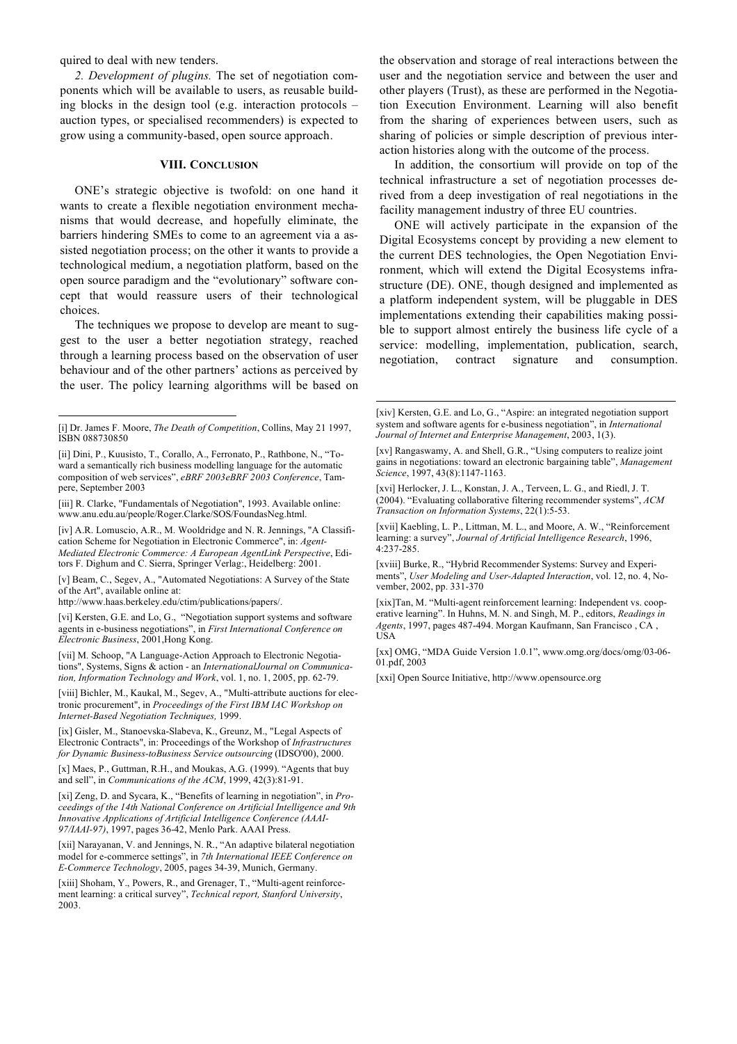quired to deal with new tenders.

*2. Development of plugins.* The set of negotiation components which will be available to users, as reusable building blocks in the design tool (e.g. interaction protocols – auction types, or specialised recommenders) is expected to grow using a community-based, open source approach.

## VIII. Conclusion

ONE's strategic objective is twofold: on one hand it wants to create a flexible negotiation environment mechanisms that would decrease, and hopefully eliminate, the barriers hindering SMEs to come to an agreement via a assisted negotiation process; on the other it wants to provide a technological medium, a negotiation platform, based on the open source paradigm and the "evolutionary" software concept that would reassure users of their technological choices.

The techniques we propose to develop are meant to suggest to the user a better negotiation strategy, reached through a learning process based on the observation of user behaviour and of the other partners' actions as perceived by the user. The policy learning algorithms will be based on the observation and storage of real interactions between the user and the negotiation service and between the user and other players (Trust), as these are performed in the Negotiation Execution Environment. Learning will also benefit from the sharing of experiences between users, such as sharing of policies or simple description of previous interaction histories along with the outcome of the process.

In addition, the consortium will provide on top of the technical infrastructure a set of negotiation processes derived from a deep investigation of real negotiations in the facility management industry of three EU countries.

ONE will actively participate in the expansion of the Digital Ecosystems concept by providing a new element to the current DES technologies, the Open Negotiation Environment, which will extend the Digital Ecosystems infrastructure (DE). ONE, though designed and implemented as a platform independent system, will be pluggable in DES implementations extending their capabilities making possible to support almost entirely the business life cycle of a service: modelling, implementation, publication, search, negotiation, contract signature and consumption.

---

[i] Dr. James F. Moore, *The Death of Competition*, Collins, May 21 1997, ISBN 088730850

[ii] Dini, P., Kuusisto, T., Corallo, A., Ferronato, P., Rathbone, N., "Toward a semantically rich business modelling language for the automatic composition of web services", *eBRF 2003eBRF 2003 Conference*, Tampere, September 2003

[iii] R. Clarke, "Fundamentals of Negotiation", 1993. Available online: www.anu.edu.au/people/Roger.Clarke/SOS/FoundasNeg.html.

[iv] A.R. Lomuscio, A.R., M. Wooldridge and N. R. Jennings, "A Classification Scheme for Negotiation in Electronic Commerce", in: *Agent-Mediated Electronic Commerce: A European AgentLink Perspective*, Editors F. Dighum and C. Sierra, Springer Verlag:, Heidelberg: 2001.

[v] Beam, C., Segev, A., "Automated Negotiations: A Survey of the State of the Art", available online at: http://www.haas.berkeley.edu/ctim/publications/papers/.

[vi] Kersten, G.E. and Lo, G., "Negotiation support systems and software agents in e-business negotiations", in *First International Conference on Electronic Business*, 2001,Hong Kong.

[vii] M. Schoop, "A Language-Action Approach to Electronic Negotiations", Systems, Signs & action - an *InternationalJournal on Communication, Information Technology and Work*, vol. 1, no. 1, 2005, pp. 62-79.

[viii] Bichler, M., Kaukal, M., Segev, A., "Multi-attribute auctions for electronic procurement", in *Proceedings of the First IBM IAC Workshop on Internet-Based Negotiation Techniques,* 1999.

[ix] Gisler, M., Stanoevska-Slabeva, K., Greunz, M., "Legal Aspects of Electronic Contracts", in: Proceedings of the Workshop of *Infrastructures for Dynamic Business-toBusiness Service outsourcing* (IDSO'00), 2000.

[x] Maes, P., Guttman, R.H., and Moukas, A.G. (1999). "Agents that buy and sell", in *Communications of the ACM*, 1999, 42(3):81-91.

[xi] Zeng, D. and Sycara, K., "Benefits of learning in negotiation", in *Proceedings of the 14th National Conference on Artificial Intelligence and 9th Innovative Applications of Artificial Intelligence Conference (AAAI-97/IAAI-97)*, 1997, pages 36-42, Menlo Park. AAAI Press.

[xii] Narayanan, V. and Jennings, N. R., "An adaptive bilateral negotiation model for e-commerce settings", in *7th International IEEE Conference on E-Commerce Technology*, 2005, pages 34-39, Munich, Germany.

[xiii] Shoham, Y., Powers, R., and Grenager, T., "Multi-agent reinforcement learning: a critical survey", *Technical report, Stanford University*, 2003.

[xiv] Kersten, G.E. and Lo, G., "Aspire: an integrated negotiation support system and software agents for e-business negotiation", in *International Journal of Internet and Enterprise Management*, 2003, 1(3).

[xv] Rangaswamy, A. and Shell, G.R., "Using computers to realize joint gains in negotiations: toward an electronic bargaining table", *Management Science*, 1997, 43(8):1147-1163.

[xvi] Herlocker, J. L., Konstan, J. A., Terveen, L. G., and Riedl, J. T. (2004). "Evaluating collaborative filtering recommender systems", *ACM Transaction on Information Systems*, 22(1):5-53.

[xvii] Kaebling, L. P., Littman, M. L., and Moore, A. W., "Reinforcement learning: a survey", *Journal of Artificial Intelligence Research*, 1996, 4:237-285.

[xviii] Burke, R., "Hybrid Recommender Systems: Survey and Experiments", *User Modeling and User-Adapted Interaction*, vol. 12, no. 4, November, 2002, pp. 331-370

[xix]Tan, M. "Multi-agent reinforcement learning: Independent vs. cooperative learning". In Huhns, M. N. and Singh, M. P., editors, *Readings in Agents*, 1997, pages 487-494. Morgan Kaufmann, San Francisco , CA , USA

[xx] OMG, "MDA Guide Version 1.0.1", www.omg.org/docs/omg/03-06-01.pdf, 2003

[xxi] Open Source Initiative, http://www.opensource.org